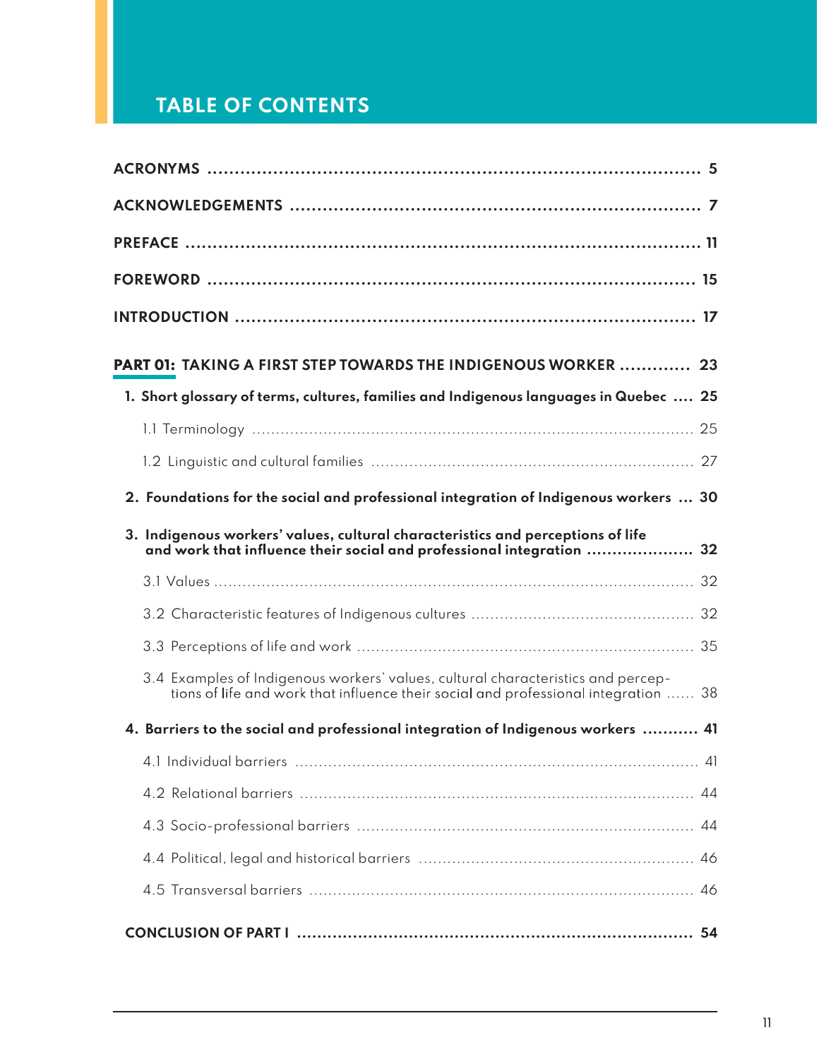# TABLE OF CONTENTS

**ACRONYMS** ..... 5

**ACKNOWLEDGEMENTS** ..... 7

**PREFACE** ..... 11

**FOREWORD** ..... 15

**INTRODUCTION** ..... 17

## PART 01: TAKING A FIRST STEP TOWARDS THE INDIGENOUS WORKER ..... 23

**1. Short glossary of terms, cultures, families and Indigenous languages in Quebec** ..... 25

- 1.1 Terminology ..... 25
- 1.2 Linguistic and cultural families ..... 27

**2. Foundations for the social and professional integration of Indigenous workers** ..... 30

**3. Indigenous workers' values, cultural characteristics and perceptions of life and work that influence their social and professional integration** ..... 32

- 3.1 Values ..... 32
- 3.2 Characteristic features of Indigenous cultures ..... 32
- 3.3 Perceptions of life and work ..... 35
- 3.4 Examples of Indigenous workers' values, cultural characteristics and perceptions of life and work that influence their social and professional integration ..... 38

**4. Barriers to the social and professional integration of Indigenous workers** ..... 41

- 4.1 Individual barriers ..... 41
- 4.2 Relational barriers ..... 44
- 4.3 Socio-professional barriers ..... 44
- 4.4 Political, legal and historical barriers ..... 46
- 4.5 Transversal barriers ..... 46

**CONCLUSION OF PART I** ..... 54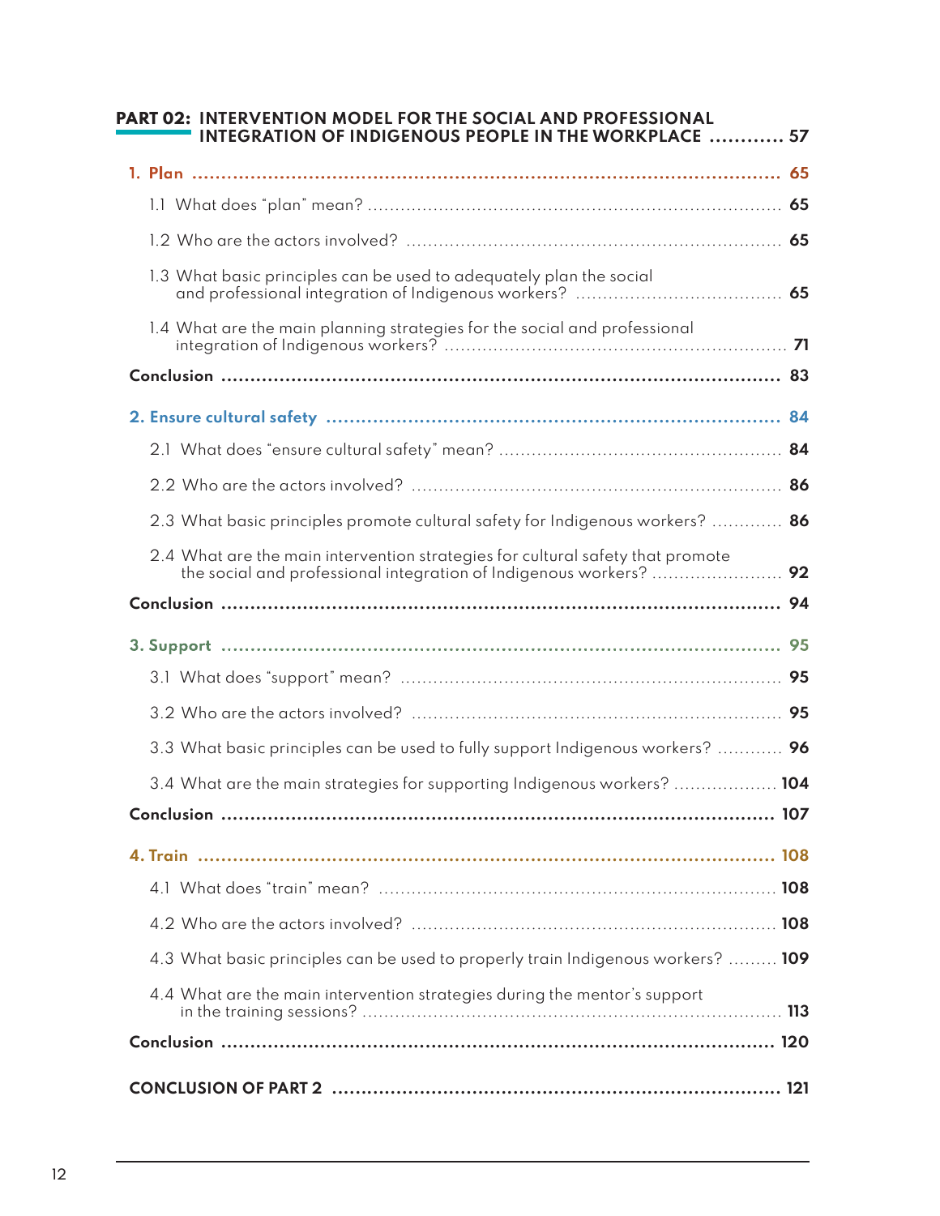**PART 02: INTERVENTION MODEL FOR THE SOCIAL AND PROFESSIONAL INTEGRATION OF INDIGENOUS PEOPLE IN THE WORKPLACE ............ 57**

**1. Plan ............ 65**

- 1.1 What does "plan" mean? ............ 65
- 1.2 Who are the actors involved? ............ 65
- 1.3 What basic principles can be used to adequately plan the social and professional integration of Indigenous workers? ............ 65
- 1.4 What are the main planning strategies for the social and professional integration of Indigenous workers? ............ 71

**Conclusion ............ 83**

**2. Ensure cultural safety ............ 84**

- 2.1 What does "ensure cultural safety" mean? ............ 84
- 2.2 Who are the actors involved? ............ 86
- 2.3 What basic principles promote cultural safety for Indigenous workers? ............ 86
- 2.4 What are the main intervention strategies for cultural safety that promote the social and professional integration of Indigenous workers? ............ 92

**Conclusion ............ 94**

**3. Support ............ 95**

- 3.1 What does "support" mean? ............ 95
- 3.2 Who are the actors involved? ............ 95
- 3.3 What basic principles can be used to fully support Indigenous workers? ............ 96
- 3.4 What are the main strategies for supporting Indigenous workers? ............ 104

**Conclusion ............ 107**

**4. Train ............ 108**

- 4.1 What does "train" mean? ............ 108
- 4.2 Who are the actors involved? ............ 108
- 4.3 What basic principles can be used to properly train Indigenous workers? ............ 109
- 4.4 What are the main intervention strategies during the mentor's support in the training sessions? ............ 113

**Conclusion ............ 120**

**CONCLUSION OF PART 2 ............ 121**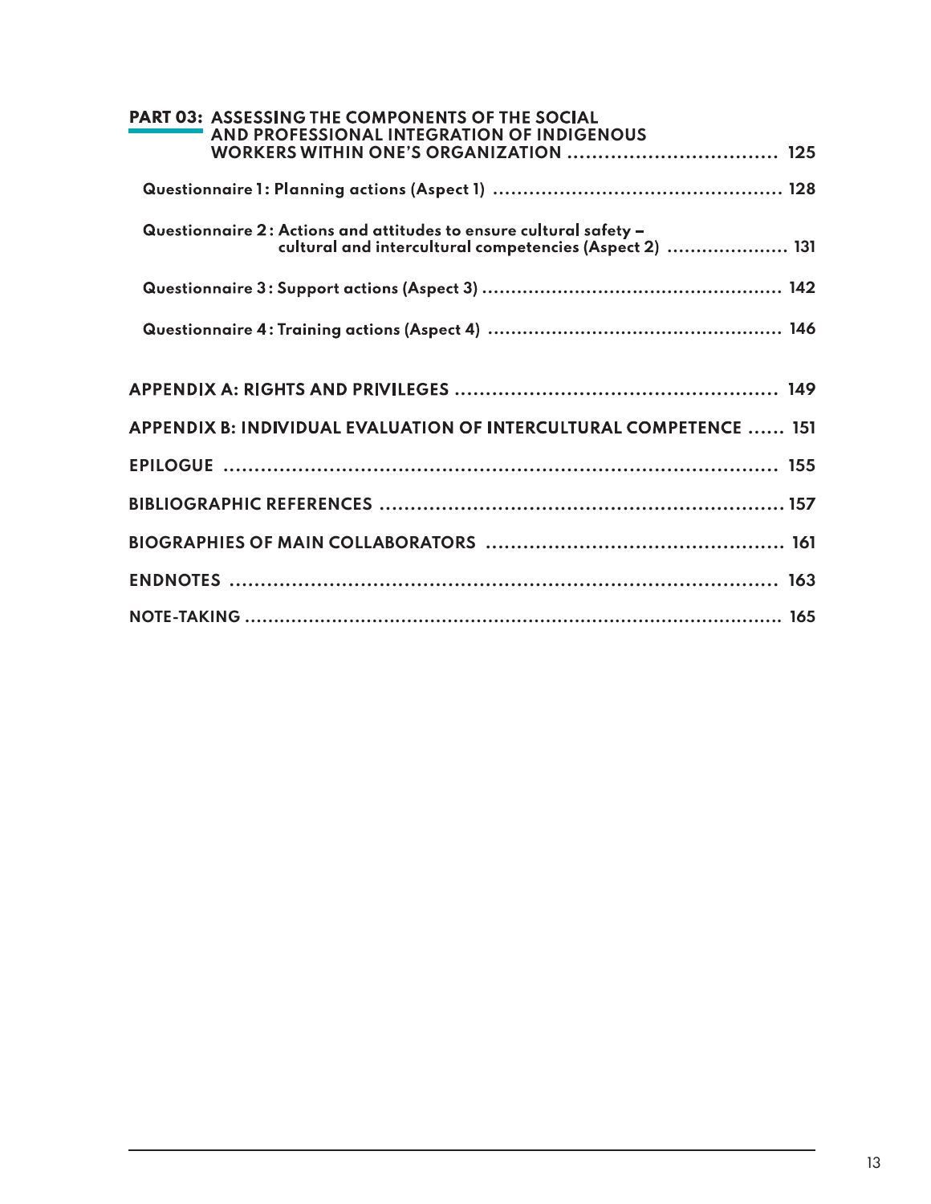**PART 03: ASSESSING THE COMPONENTS OF THE SOCIAL AND PROFESSIONAL INTEGRATION OF INDIGENOUS WORKERS WITHIN ONE'S ORGANIZATION** .................................. 125

Questionnaire 1: Planning actions (Aspect 1) ................................................ 128

Questionnaire 2: Actions and attitudes to ensure cultural safety – cultural and intercultural competencies (Aspect 2) ..................... 131

Questionnaire 3: Support actions (Aspect 3) .................................................... 142

Questionnaire 4: Training actions (Aspect 4) .................................................. 146

**APPENDIX A: RIGHTS AND PRIVILEGES** .................................................... 149

**APPENDIX B: INDIVIDUAL EVALUATION OF INTERCULTURAL COMPETENCE** ...... 151

**EPILOGUE** ........................................................................................ 155

**BIBLIOGRAPHIC REFERENCES** ................................................................. 157

**BIOGRAPHIES OF MAIN COLLABORATORS** ................................................ 161

**ENDNOTES** ........................................................................................ 163

**NOTE-TAKING** .................................................................................... 165